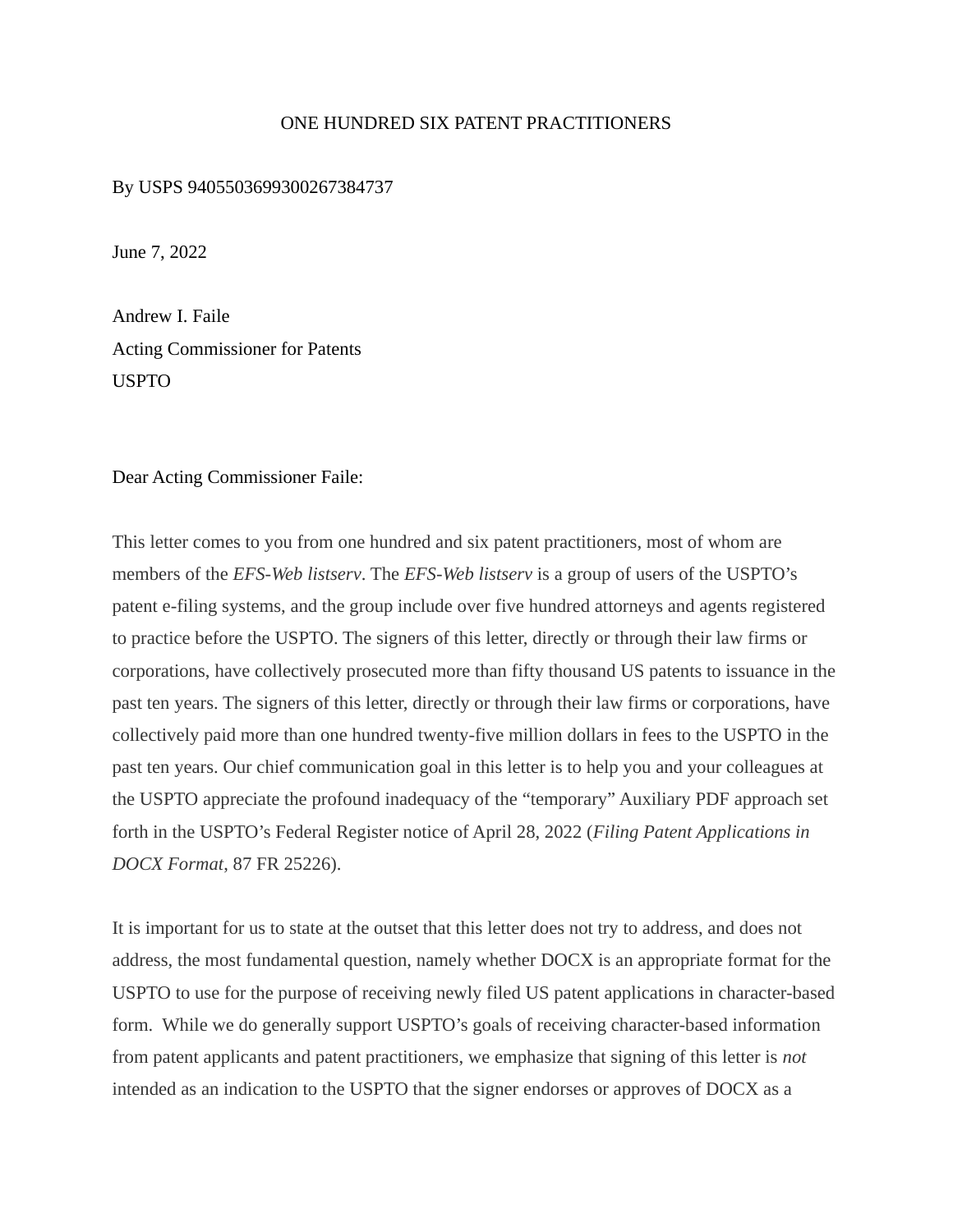ONE HUNDRED SIX PATENT PRACTITIONERS

By USPS 9405503699300267384737

June 7, 2022

Andrew I. Faile
Acting Commissioner for Patents
USPTO

Dear Acting Commissioner Faile:

This letter comes to you from one hundred and six patent practitioners, most of whom are members of the *EFS-Web listserv*. The *EFS-Web listserv* is a group of users of the USPTO's patent e-filing systems, and the group include over five hundred attorneys and agents registered to practice before the USPTO. The signers of this letter, directly or through their law firms or corporations, have collectively prosecuted more than fifty thousand US patents to issuance in the past ten years. The signers of this letter, directly or through their law firms or corporations, have collectively paid more than one hundred twenty-five million dollars in fees to the USPTO in the past ten years. Our chief communication goal in this letter is to help you and your colleagues at the USPTO appreciate the profound inadequacy of the "temporary" Auxiliary PDF approach set forth in the USPTO's Federal Register notice of April 28, 2022 (*Filing Patent Applications in DOCX Format*, 87 FR 25226).

It is important for us to state at the outset that this letter does not try to address, and does not address, the most fundamental question, namely whether DOCX is an appropriate format for the USPTO to use for the purpose of receiving newly filed US patent applications in character-based form. While we do generally support USPTO's goals of receiving character-based information from patent applicants and patent practitioners, we emphasize that signing of this letter is *not* intended as an indication to the USPTO that the signer endorses or approves of DOCX as a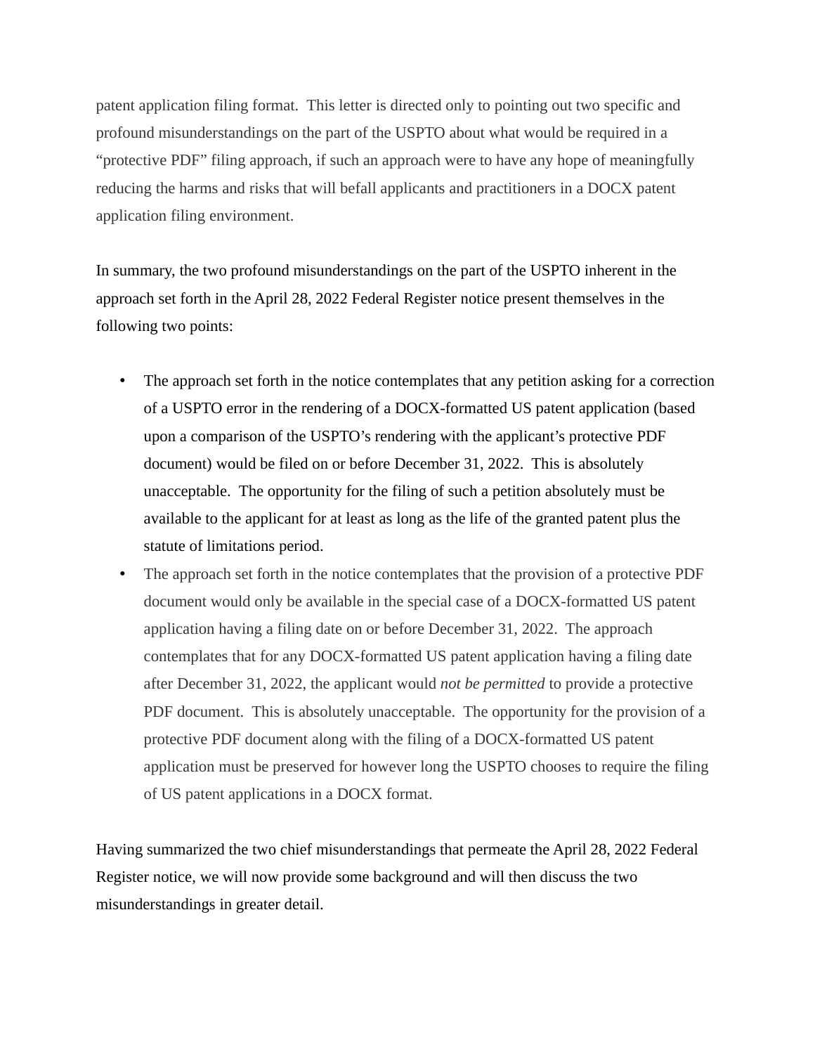patent application filing format. This letter is directed only to pointing out two specific and profound misunderstandings on the part of the USPTO about what would be required in a "protective PDF" filing approach, if such an approach were to have any hope of meaningfully reducing the harms and risks that will befall applicants and practitioners in a DOCX patent application filing environment.

In summary, the two profound misunderstandings on the part of the USPTO inherent in the approach set forth in the April 28, 2022 Federal Register notice present themselves in the following two points:

- The approach set forth in the notice contemplates that any petition asking for a correction of a USPTO error in the rendering of a DOCX-formatted US patent application (based upon a comparison of the USPTO's rendering with the applicant's protective PDF document) would be filed on or before December 31, 2022. This is absolutely unacceptable. The opportunity for the filing of such a petition absolutely must be available to the applicant for at least as long as the life of the granted patent plus the statute of limitations period.
- The approach set forth in the notice contemplates that the provision of a protective PDF document would only be available in the special case of a DOCX-formatted US patent application having a filing date on or before December 31, 2022. The approach contemplates that for any DOCX-formatted US patent application having a filing date after December 31, 2022, the applicant would *not be permitted* to provide a protective PDF document. This is absolutely unacceptable. The opportunity for the provision of a protective PDF document along with the filing of a DOCX-formatted US patent application must be preserved for however long the USPTO chooses to require the filing of US patent applications in a DOCX format.

Having summarized the two chief misunderstandings that permeate the April 28, 2022 Federal Register notice, we will now provide some background and will then discuss the two misunderstandings in greater detail.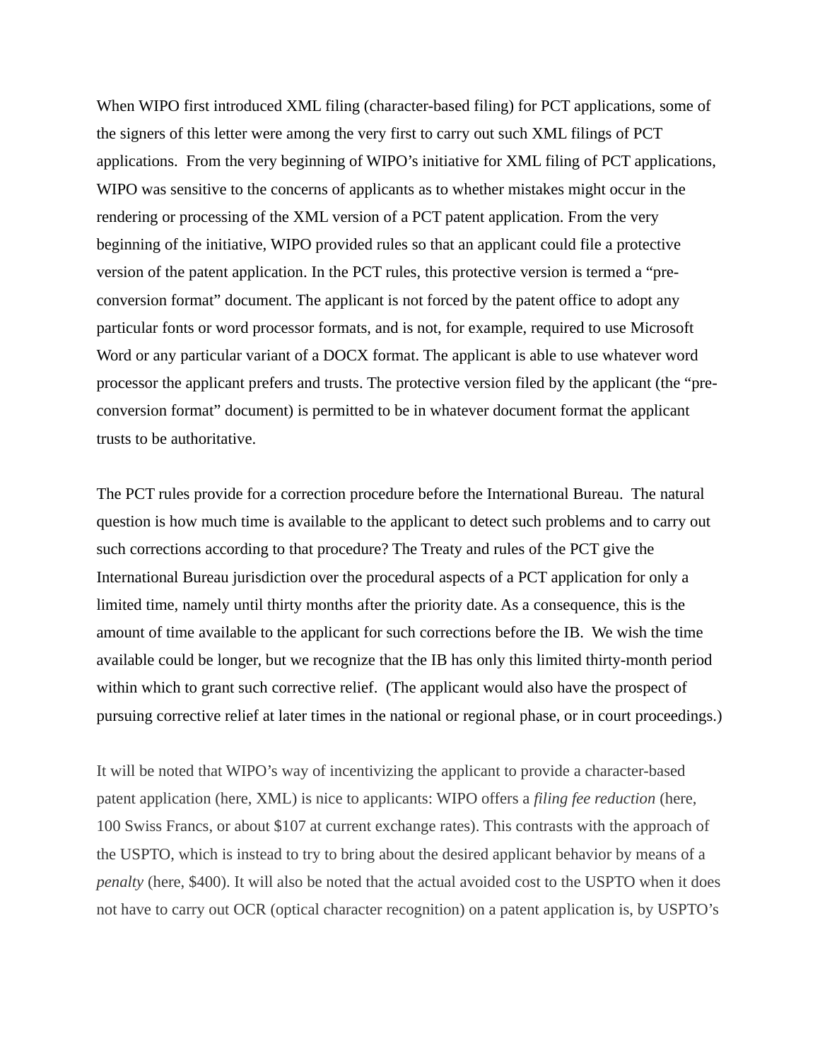When WIPO first introduced XML filing (character-based filing) for PCT applications, some of the signers of this letter were among the very first to carry out such XML filings of PCT applications.  From the very beginning of WIPO's initiative for XML filing of PCT applications, WIPO was sensitive to the concerns of applicants as to whether mistakes might occur in the rendering or processing of the XML version of a PCT patent application. From the very beginning of the initiative, WIPO provided rules so that an applicant could file a protective version of the patent application. In the PCT rules, this protective version is termed a "pre-conversion format" document. The applicant is not forced by the patent office to adopt any particular fonts or word processor formats, and is not, for example, required to use Microsoft Word or any particular variant of a DOCX format. The applicant is able to use whatever word processor the applicant prefers and trusts. The protective version filed by the applicant (the "pre-conversion format" document) is permitted to be in whatever document format the applicant trusts to be authoritative.

The PCT rules provide for a correction procedure before the International Bureau.  The natural question is how much time is available to the applicant to detect such problems and to carry out such corrections according to that procedure? The Treaty and rules of the PCT give the International Bureau jurisdiction over the procedural aspects of a PCT application for only a limited time, namely until thirty months after the priority date. As a consequence, this is the amount of time available to the applicant for such corrections before the IB.  We wish the time available could be longer, but we recognize that the IB has only this limited thirty-month period within which to grant such corrective relief.  (The applicant would also have the prospect of pursuing corrective relief at later times in the national or regional phase, or in court proceedings.)

It will be noted that WIPO's way of incentivizing the applicant to provide a character-based patent application (here, XML) is nice to applicants: WIPO offers a *filing fee reduction* (here, 100 Swiss Francs, or about $107 at current exchange rates). This contrasts with the approach of the USPTO, which is instead to try to bring about the desired applicant behavior by means of a *penalty* (here, $400). It will also be noted that the actual avoided cost to the USPTO when it does not have to carry out OCR (optical character recognition) on a patent application is, by USPTO's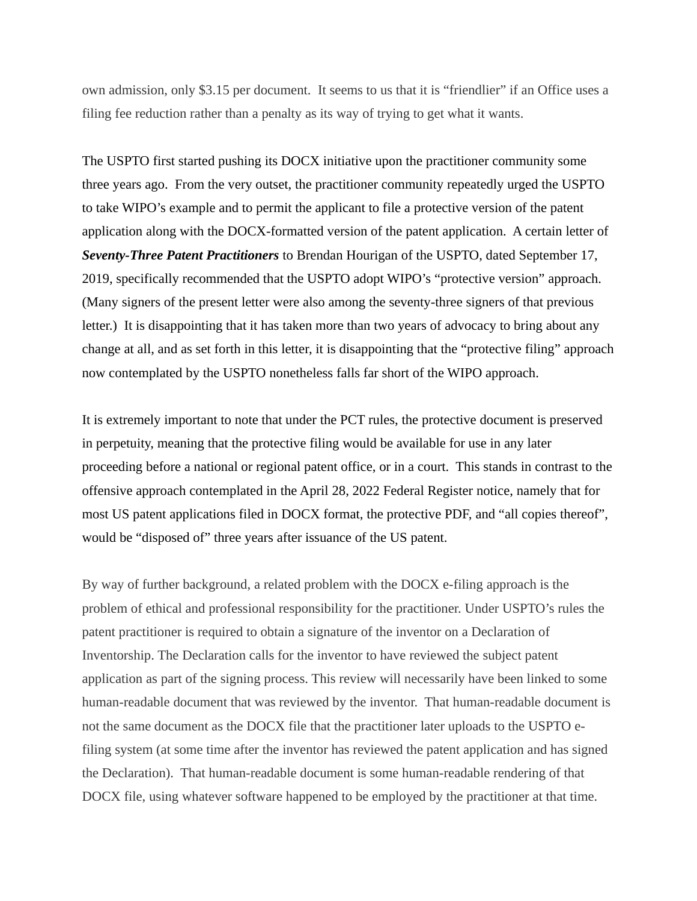own admission, only $3.15 per document. It seems to us that it is "friendlier" if an Office uses a filing fee reduction rather than a penalty as its way of trying to get what it wants.

The USPTO first started pushing its DOCX initiative upon the practitioner community some three years ago. From the very outset, the practitioner community repeatedly urged the USPTO to take WIPO's example and to permit the applicant to file a protective version of the patent application along with the DOCX-formatted version of the patent application. A certain letter of ***Seventy-Three Patent Practitioners*** to Brendan Hourigan of the USPTO, dated September 17, 2019, specifically recommended that the USPTO adopt WIPO's "protective version" approach. (Many signers of the present letter were also among the seventy-three signers of that previous letter.) It is disappointing that it has taken more than two years of advocacy to bring about any change at all, and as set forth in this letter, it is disappointing that the "protective filing" approach now contemplated by the USPTO nonetheless falls far short of the WIPO approach.

It is extremely important to note that under the PCT rules, the protective document is preserved in perpetuity, meaning that the protective filing would be available for use in any later proceeding before a national or regional patent office, or in a court. This stands in contrast to the offensive approach contemplated in the April 28, 2022 Federal Register notice, namely that for most US patent applications filed in DOCX format, the protective PDF, and "all copies thereof", would be "disposed of" three years after issuance of the US patent.

By way of further background, a related problem with the DOCX e-filing approach is the problem of ethical and professional responsibility for the practitioner. Under USPTO's rules the patent practitioner is required to obtain a signature of the inventor on a Declaration of Inventorship. The Declaration calls for the inventor to have reviewed the subject patent application as part of the signing process. This review will necessarily have been linked to some human-readable document that was reviewed by the inventor. That human-readable document is not the same document as the DOCX file that the practitioner later uploads to the USPTO e-filing system (at some time after the inventor has reviewed the patent application and has signed the Declaration). That human-readable document is some human-readable rendering of that DOCX file, using whatever software happened to be employed by the practitioner at that time.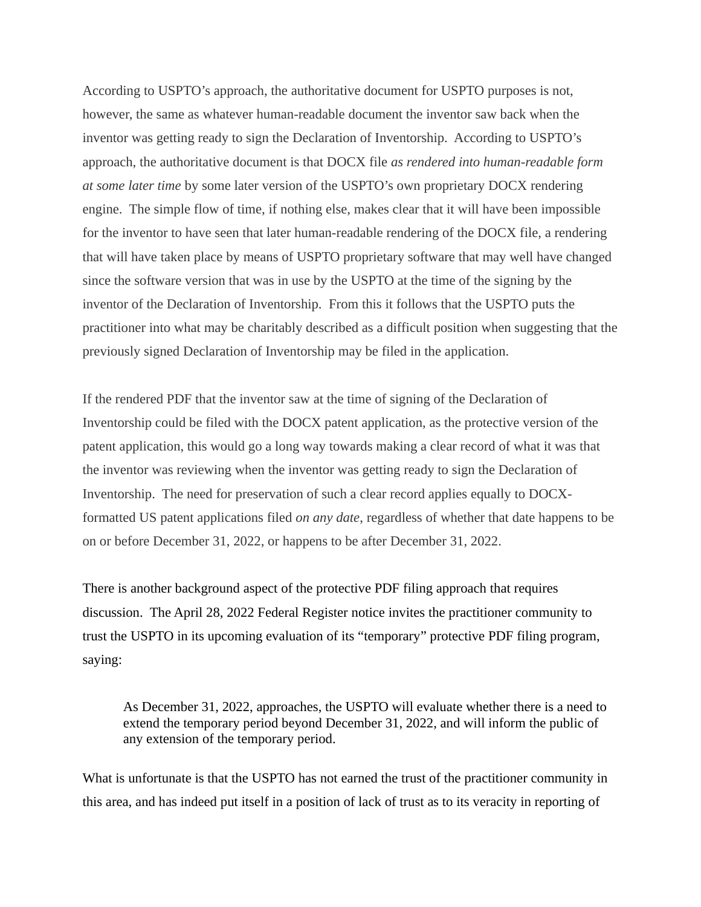According to USPTO's approach, the authoritative document for USPTO purposes is not, however, the same as whatever human-readable document the inventor saw back when the inventor was getting ready to sign the Declaration of Inventorship. According to USPTO's approach, the authoritative document is that DOCX file *as rendered into human-readable form at some later time* by some later version of the USPTO's own proprietary DOCX rendering engine. The simple flow of time, if nothing else, makes clear that it will have been impossible for the inventor to have seen that later human-readable rendering of the DOCX file, a rendering that will have taken place by means of USPTO proprietary software that may well have changed since the software version that was in use by the USPTO at the time of the signing by the inventor of the Declaration of Inventorship. From this it follows that the USPTO puts the practitioner into what may be charitably described as a difficult position when suggesting that the previously signed Declaration of Inventorship may be filed in the application.

If the rendered PDF that the inventor saw at the time of signing of the Declaration of Inventorship could be filed with the DOCX patent application, as the protective version of the patent application, this would go a long way towards making a clear record of what it was that the inventor was reviewing when the inventor was getting ready to sign the Declaration of Inventorship. The need for preservation of such a clear record applies equally to DOCX-formatted US patent applications filed *on any date*, regardless of whether that date happens to be on or before December 31, 2022, or happens to be after December 31, 2022.

There is another background aspect of the protective PDF filing approach that requires discussion. The April 28, 2022 Federal Register notice invites the practitioner community to trust the USPTO in its upcoming evaluation of its "temporary" protective PDF filing program, saying:

> As December 31, 2022, approaches, the USPTO will evaluate whether there is a need to extend the temporary period beyond December 31, 2022, and will inform the public of any extension of the temporary period.

What is unfortunate is that the USPTO has not earned the trust of the practitioner community in this area, and has indeed put itself in a position of lack of trust as to its veracity in reporting of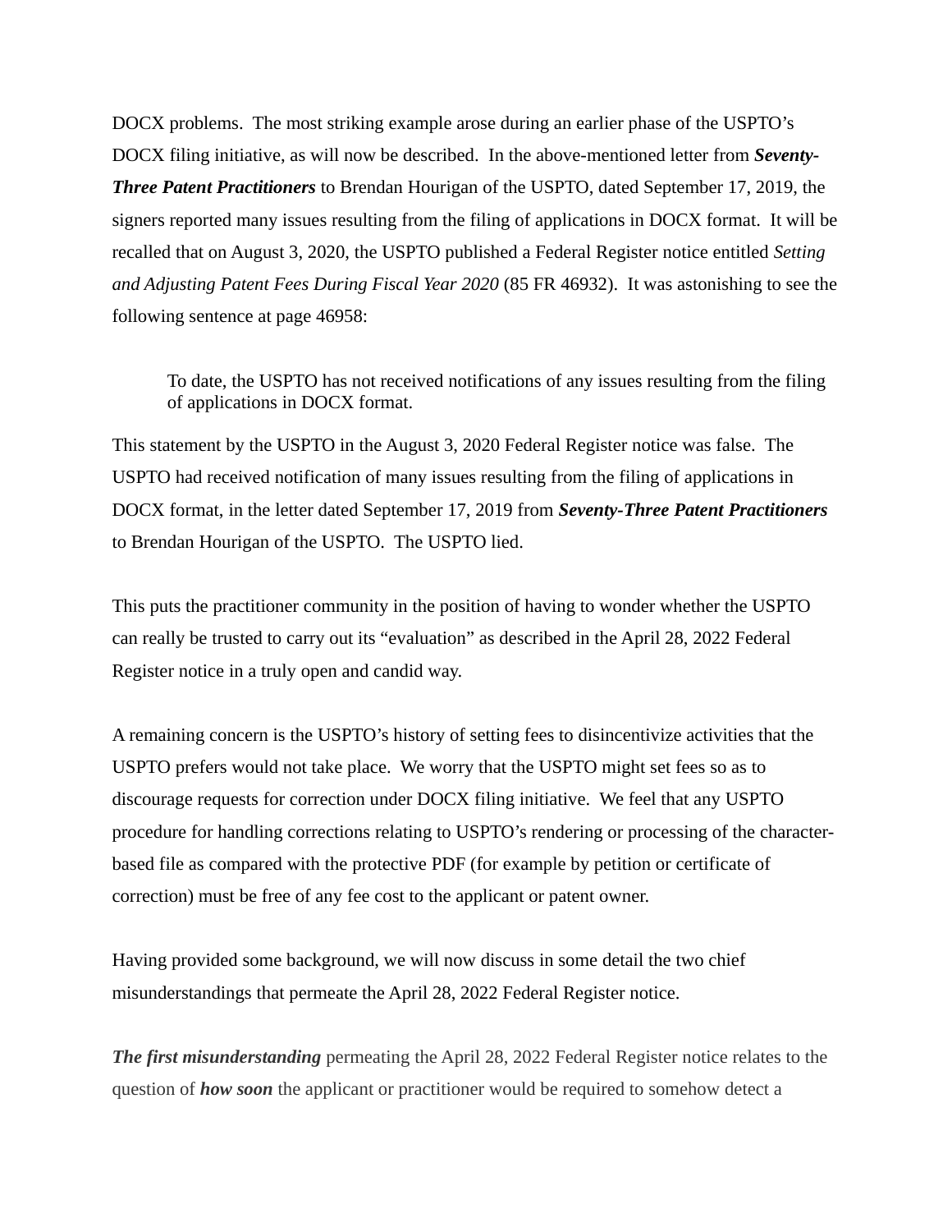DOCX problems. The most striking example arose during an earlier phase of the USPTO's DOCX filing initiative, as will now be described. In the above-mentioned letter from ***Seventy-Three Patent Practitioners*** to Brendan Hourigan of the USPTO, dated September 17, 2019, the signers reported many issues resulting from the filing of applications in DOCX format. It will be recalled that on August 3, 2020, the USPTO published a Federal Register notice entitled *Setting and Adjusting Patent Fees During Fiscal Year 2020* (85 FR 46932). It was astonishing to see the following sentence at page 46958:

> To date, the USPTO has not received notifications of any issues resulting from the filing of applications in DOCX format.

This statement by the USPTO in the August 3, 2020 Federal Register notice was false. The USPTO had received notification of many issues resulting from the filing of applications in DOCX format, in the letter dated September 17, 2019 from ***Seventy-Three Patent Practitioners*** to Brendan Hourigan of the USPTO. The USPTO lied.

This puts the practitioner community in the position of having to wonder whether the USPTO can really be trusted to carry out its "evaluation" as described in the April 28, 2022 Federal Register notice in a truly open and candid way.

A remaining concern is the USPTO's history of setting fees to disincentivize activities that the USPTO prefers would not take place. We worry that the USPTO might set fees so as to discourage requests for correction under DOCX filing initiative. We feel that any USPTO procedure for handling corrections relating to USPTO's rendering or processing of the character-based file as compared with the protective PDF (for example by petition or certificate of correction) must be free of any fee cost to the applicant or patent owner.

Having provided some background, we will now discuss in some detail the two chief misunderstandings that permeate the April 28, 2022 Federal Register notice.

***The first misunderstanding*** permeating the April 28, 2022 Federal Register notice relates to the question of ***how soon*** the applicant or practitioner would be required to somehow detect a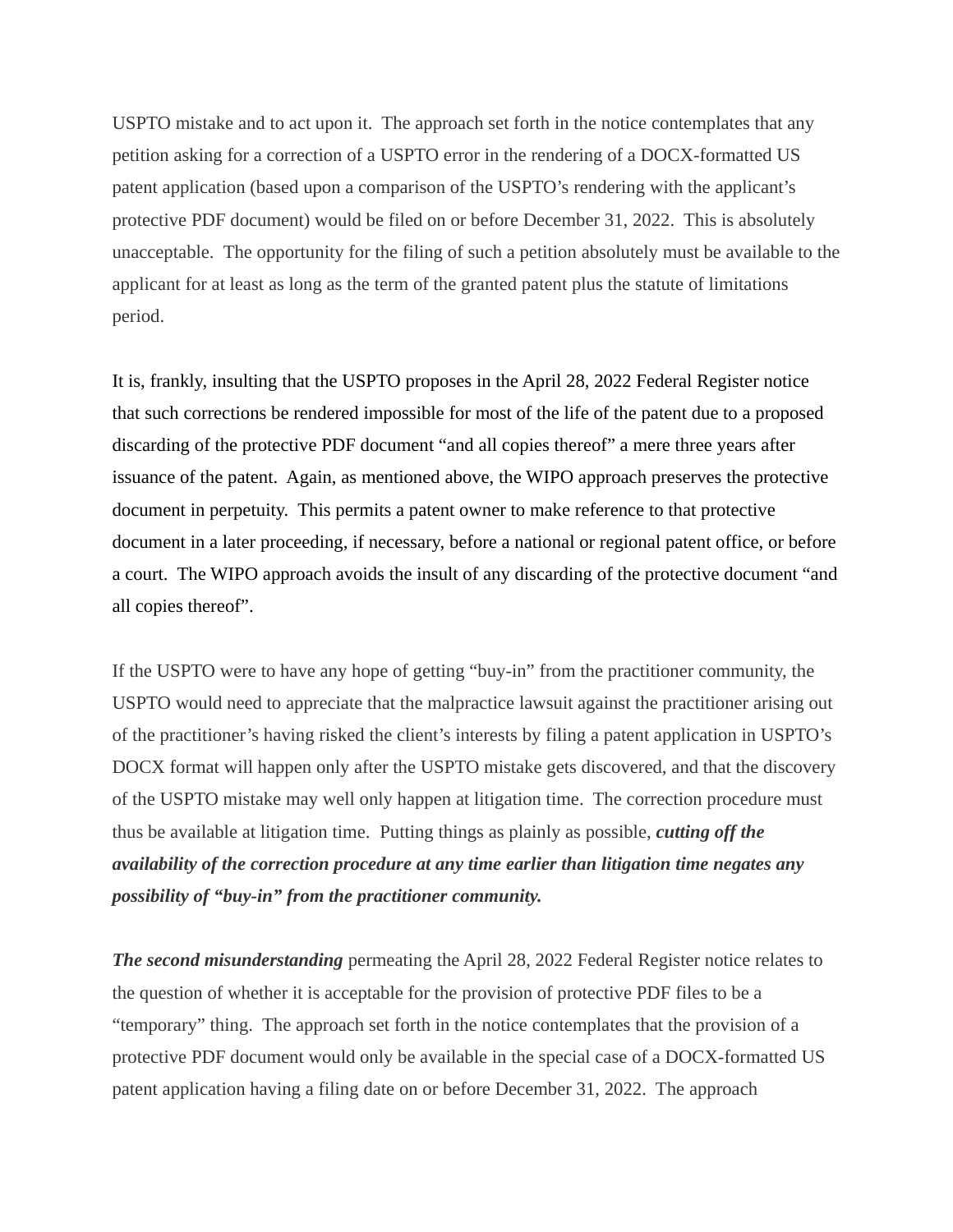USPTO mistake and to act upon it. The approach set forth in the notice contemplates that any petition asking for a correction of a USPTO error in the rendering of a DOCX-formatted US patent application (based upon a comparison of the USPTO's rendering with the applicant's protective PDF document) would be filed on or before December 31, 2022. This is absolutely unacceptable. The opportunity for the filing of such a petition absolutely must be available to the applicant for at least as long as the term of the granted patent plus the statute of limitations period.

It is, frankly, insulting that the USPTO proposes in the April 28, 2022 Federal Register notice that such corrections be rendered impossible for most of the life of the patent due to a proposed discarding of the protective PDF document "and all copies thereof" a mere three years after issuance of the patent. Again, as mentioned above, the WIPO approach preserves the protective document in perpetuity. This permits a patent owner to make reference to that protective document in a later proceeding, if necessary, before a national or regional patent office, or before a court. The WIPO approach avoids the insult of any discarding of the protective document "and all copies thereof".

If the USPTO were to have any hope of getting "buy-in" from the practitioner community, the USPTO would need to appreciate that the malpractice lawsuit against the practitioner arising out of the practitioner's having risked the client's interests by filing a patent application in USPTO's DOCX format will happen only after the USPTO mistake gets discovered, and that the discovery of the USPTO mistake may well only happen at litigation time. The correction procedure must thus be available at litigation time. Putting things as plainly as possible, ***cutting off the availability of the correction procedure at any time earlier than litigation time negates any possibility of "buy-in" from the practitioner community.***

***The second misunderstanding*** permeating the April 28, 2022 Federal Register notice relates to the question of whether it is acceptable for the provision of protective PDF files to be a "temporary" thing. The approach set forth in the notice contemplates that the provision of a protective PDF document would only be available in the special case of a DOCX-formatted US patent application having a filing date on or before December 31, 2022. The approach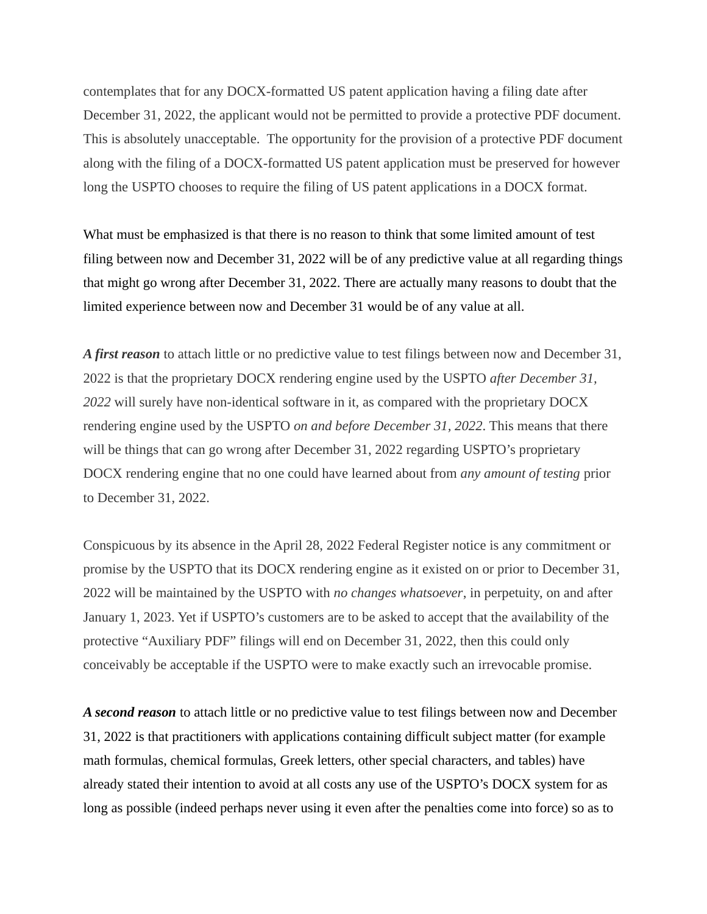contemplates that for any DOCX-formatted US patent application having a filing date after December 31, 2022, the applicant would not be permitted to provide a protective PDF document. This is absolutely unacceptable. The opportunity for the provision of a protective PDF document along with the filing of a DOCX-formatted US patent application must be preserved for however long the USPTO chooses to require the filing of US patent applications in a DOCX format.

What must be emphasized is that there is no reason to think that some limited amount of test filing between now and December 31, 2022 will be of any predictive value at all regarding things that might go wrong after December 31, 2022. There are actually many reasons to doubt that the limited experience between now and December 31 would be of any value at all.

***A first reason*** to attach little or no predictive value to test filings between now and December 31, 2022 is that the proprietary DOCX rendering engine used by the USPTO *after December 31, 2022* will surely have non-identical software in it, as compared with the proprietary DOCX rendering engine used by the USPTO *on and before December 31, 2022*. This means that there will be things that can go wrong after December 31, 2022 regarding USPTO's proprietary DOCX rendering engine that no one could have learned about from *any amount of testing* prior to December 31, 2022.

Conspicuous by its absence in the April 28, 2022 Federal Register notice is any commitment or promise by the USPTO that its DOCX rendering engine as it existed on or prior to December 31, 2022 will be maintained by the USPTO with *no changes whatsoever*, in perpetuity, on and after January 1, 2023. Yet if USPTO's customers are to be asked to accept that the availability of the protective "Auxiliary PDF" filings will end on December 31, 2022, then this could only conceivably be acceptable if the USPTO were to make exactly such an irrevocable promise.

***A second reason*** to attach little or no predictive value to test filings between now and December 31, 2022 is that practitioners with applications containing difficult subject matter (for example math formulas, chemical formulas, Greek letters, other special characters, and tables) have already stated their intention to avoid at all costs any use of the USPTO's DOCX system for as long as possible (indeed perhaps never using it even after the penalties come into force) so as to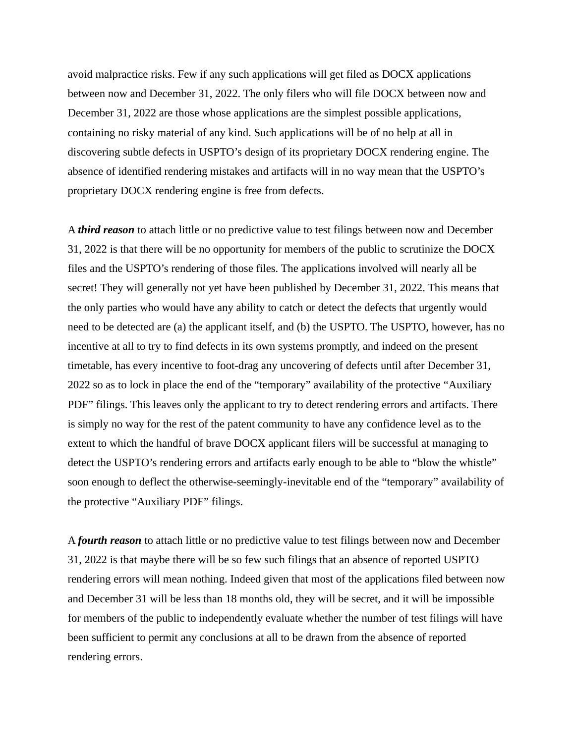avoid malpractice risks. Few if any such applications will get filed as DOCX applications between now and December 31, 2022. The only filers who will file DOCX between now and December 31, 2022 are those whose applications are the simplest possible applications, containing no risky material of any kind. Such applications will be of no help at all in discovering subtle defects in USPTO's design of its proprietary DOCX rendering engine. The absence of identified rendering mistakes and artifacts will in no way mean that the USPTO's proprietary DOCX rendering engine is free from defects.

A ***third reason*** to attach little or no predictive value to test filings between now and December 31, 2022 is that there will be no opportunity for members of the public to scrutinize the DOCX files and the USPTO's rendering of those files. The applications involved will nearly all be secret! They will generally not yet have been published by December 31, 2022. This means that the only parties who would have any ability to catch or detect the defects that urgently would need to be detected are (a) the applicant itself, and (b) the USPTO. The USPTO, however, has no incentive at all to try to find defects in its own systems promptly, and indeed on the present timetable, has every incentive to foot-drag any uncovering of defects until after December 31, 2022 so as to lock in place the end of the "temporary" availability of the protective "Auxiliary PDF" filings. This leaves only the applicant to try to detect rendering errors and artifacts. There is simply no way for the rest of the patent community to have any confidence level as to the extent to which the handful of brave DOCX applicant filers will be successful at managing to detect the USPTO's rendering errors and artifacts early enough to be able to "blow the whistle" soon enough to deflect the otherwise-seemingly-inevitable end of the "temporary" availability of the protective "Auxiliary PDF" filings.

A ***fourth reason*** to attach little or no predictive value to test filings between now and December 31, 2022 is that maybe there will be so few such filings that an absence of reported USPTO rendering errors will mean nothing. Indeed given that most of the applications filed between now and December 31 will be less than 18 months old, they will be secret, and it will be impossible for members of the public to independently evaluate whether the number of test filings will have been sufficient to permit any conclusions at all to be drawn from the absence of reported rendering errors.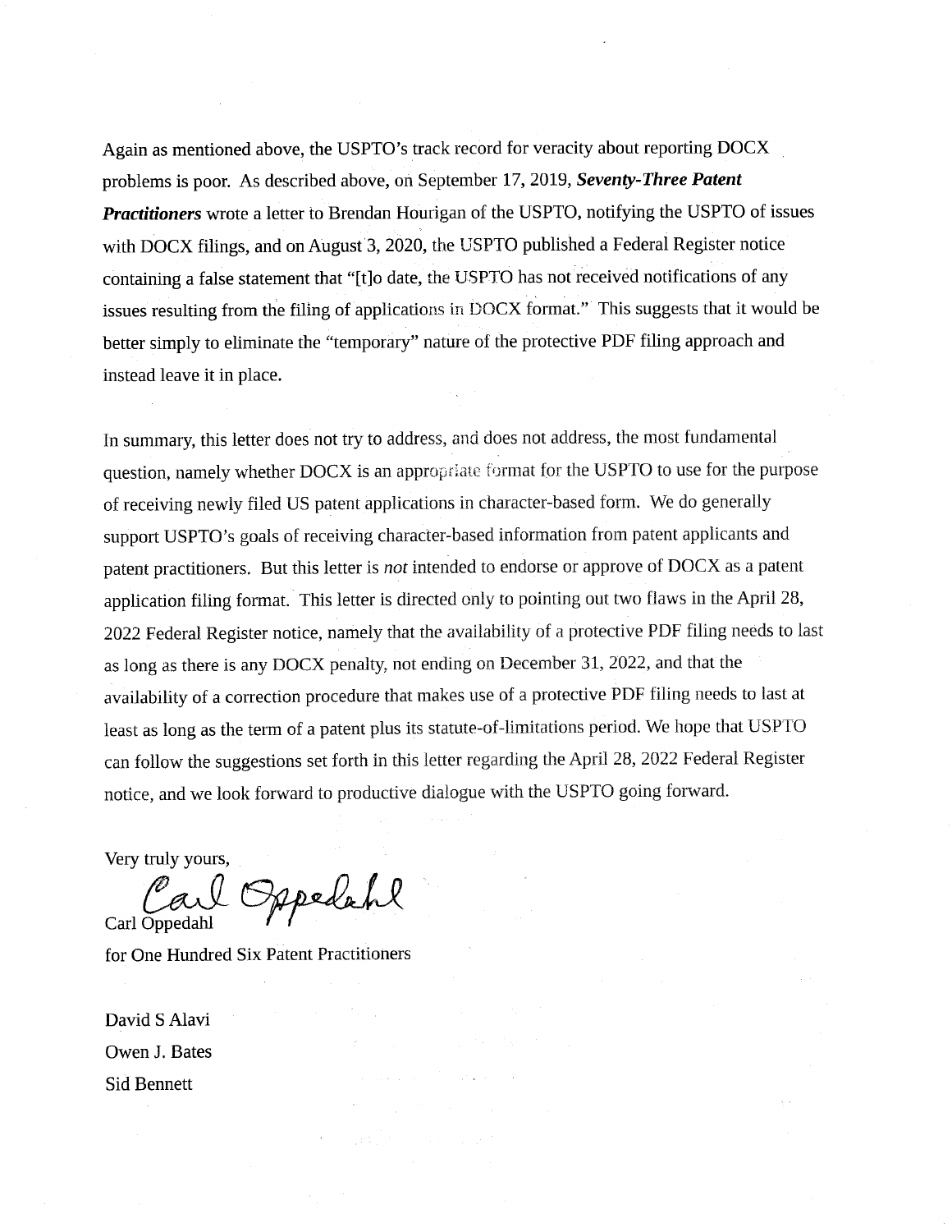Again as mentioned above, the USPTO's track record for veracity about reporting DOCX problems is poor. As described above, on September 17, 2019, ***Seventy-Three Patent Practitioners*** wrote a letter to Brendan Hourigan of the USPTO, notifying the USPTO of issues with DOCX filings, and on August 3, 2020, the USPTO published a Federal Register notice containing a false statement that "[t]o date, the USPTO has not received notifications of any issues resulting from the filing of applications in DOCX format." This suggests that it would be better simply to eliminate the "temporary" nature of the protective PDF filing approach and instead leave it in place.

In summary, this letter does not try to address, and does not address, the most fundamental question, namely whether DOCX is an appropriate format for the USPTO to use for the purpose of receiving newly filed US patent applications in character-based form. We do generally support USPTO's goals of receiving character-based information from patent applicants and patent practitioners. But this letter is *not* intended to endorse or approve of DOCX as a patent application filing format. This letter is directed only to pointing out two flaws in the April 28, 2022 Federal Register notice, namely that the availability of a protective PDF filing needs to last as long as there is any DOCX penalty, not ending on December 31, 2022, and that the availability of a correction procedure that makes use of a protective PDF filing needs to last at least as long as the term of a patent plus its statute-of-limitations period. We hope that USPTO can follow the suggestions set forth in this letter regarding the April 28, 2022 Federal Register notice, and we look forward to productive dialogue with the USPTO going forward.

Very truly yours,

Carl Oppedahl

Carl Oppedahl

for One Hundred Six Patent Practitioners

David S Alavi

Owen J. Bates

Sid Bennett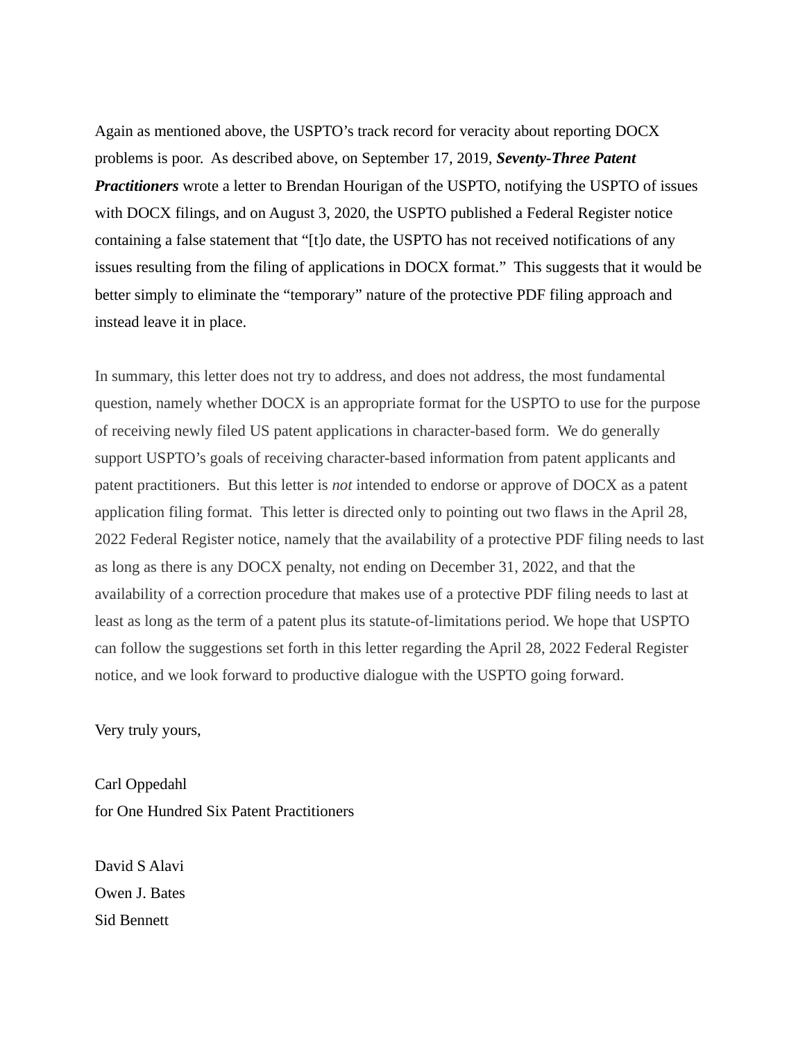Again as mentioned above, the USPTO's track record for veracity about reporting DOCX problems is poor. As described above, on September 17, 2019, ***Seventy-Three Patent Practitioners*** wrote a letter to Brendan Hourigan of the USPTO, notifying the USPTO of issues with DOCX filings, and on August 3, 2020, the USPTO published a Federal Register notice containing a false statement that "[t]o date, the USPTO has not received notifications of any issues resulting from the filing of applications in DOCX format." This suggests that it would be better simply to eliminate the "temporary" nature of the protective PDF filing approach and instead leave it in place.

In summary, this letter does not try to address, and does not address, the most fundamental question, namely whether DOCX is an appropriate format for the USPTO to use for the purpose of receiving newly filed US patent applications in character-based form. We do generally support USPTO's goals of receiving character-based information from patent applicants and patent practitioners. But this letter is *not* intended to endorse or approve of DOCX as a patent application filing format. This letter is directed only to pointing out two flaws in the April 28, 2022 Federal Register notice, namely that the availability of a protective PDF filing needs to last as long as there is any DOCX penalty, not ending on December 31, 2022, and that the availability of a correction procedure that makes use of a protective PDF filing needs to last at least as long as the term of a patent plus its statute-of-limitations period. We hope that USPTO can follow the suggestions set forth in this letter regarding the April 28, 2022 Federal Register notice, and we look forward to productive dialogue with the USPTO going forward.

Very truly yours,

Carl Oppedahl  
for One Hundred Six Patent Practitioners

David S Alavi  
Owen J. Bates  
Sid Bennett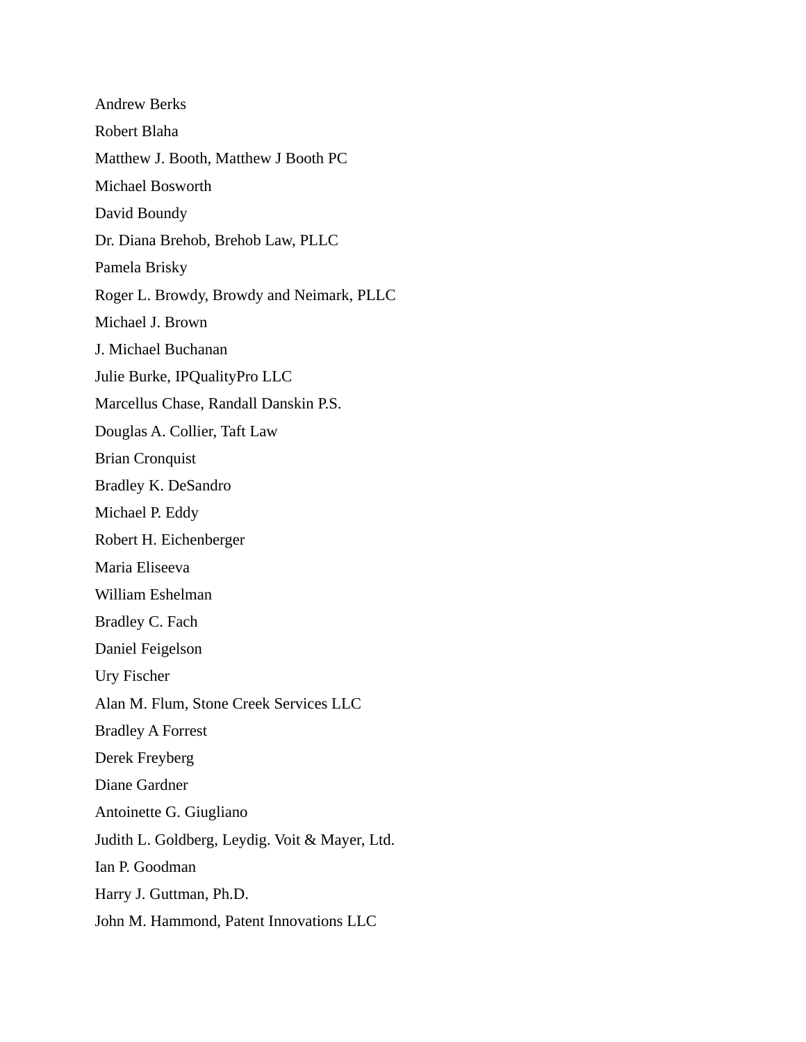Andrew Berks

Robert Blaha

Matthew J. Booth, Matthew J Booth PC

Michael Bosworth

David Boundy

Dr. Diana Brehob, Brehob Law, PLLC

Pamela Brisky

Roger L. Browdy, Browdy and Neimark, PLLC

Michael J. Brown

J. Michael Buchanan

Julie Burke, IPQualityPro LLC

Marcellus Chase, Randall Danskin P.S.

Douglas A. Collier, Taft Law

Brian Cronquist

Bradley K. DeSandro

Michael P. Eddy

Robert H. Eichenberger

Maria Eliseeva

William Eshelman

Bradley C. Fach

Daniel Feigelson

Ury Fischer

Alan M. Flum, Stone Creek Services LLC

Bradley A Forrest

Derek Freyberg

Diane Gardner

Antoinette G. Giugliano

Judith L. Goldberg, Leydig. Voit & Mayer, Ltd.

Ian P. Goodman

Harry J. Guttman, Ph.D.

John M. Hammond, Patent Innovations LLC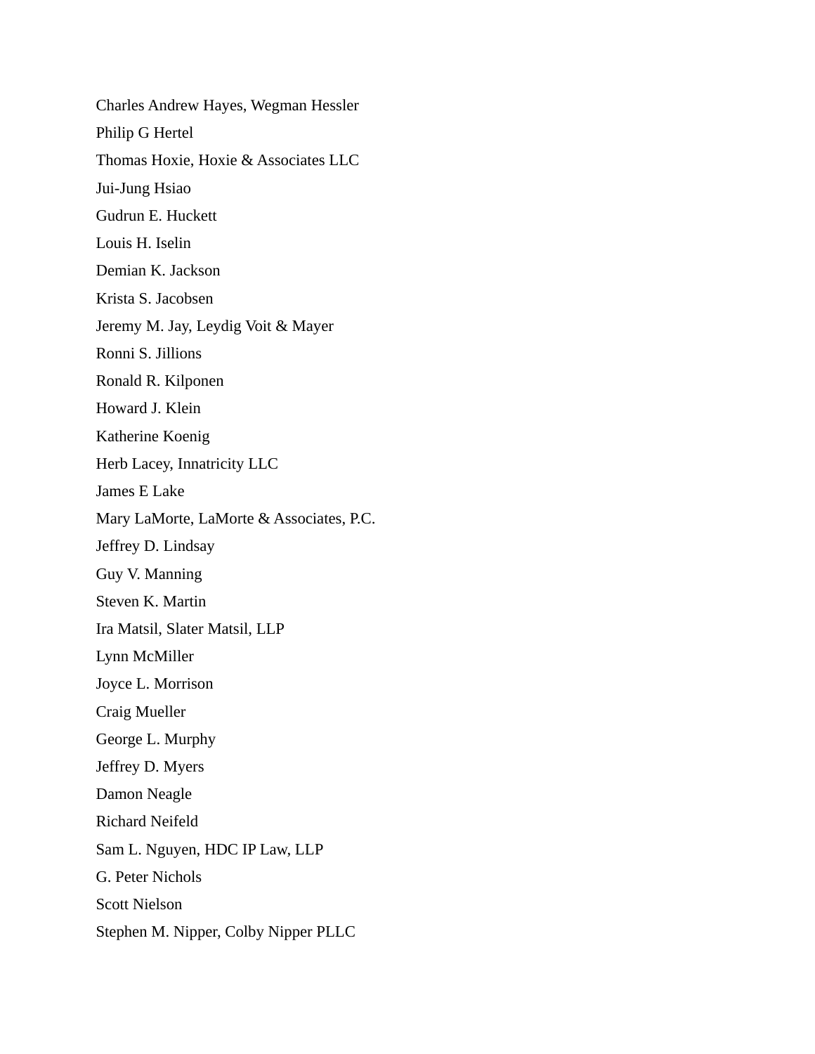Charles Andrew Hayes, Wegman Hessler

Philip G Hertel

Thomas Hoxie, Hoxie & Associates LLC

Jui-Jung Hsiao

Gudrun E. Huckett

Louis H. Iselin

Demian K. Jackson

Krista S. Jacobsen

Jeremy M. Jay, Leydig Voit & Mayer

Ronni S. Jillions

Ronald R. Kilponen

Howard J. Klein

Katherine Koenig

Herb Lacey, Innatricity LLC

James E Lake

Mary LaMorte, LaMorte & Associates, P.C.

Jeffrey D. Lindsay

Guy V. Manning

Steven K. Martin

Ira Matsil, Slater Matsil, LLP

Lynn McMiller

Joyce L. Morrison

Craig Mueller

George L. Murphy

Jeffrey D. Myers

Damon Neagle

Richard Neifeld

Sam L. Nguyen, HDC IP Law, LLP

G. Peter Nichols

Scott Nielson

Stephen M. Nipper, Colby Nipper PLLC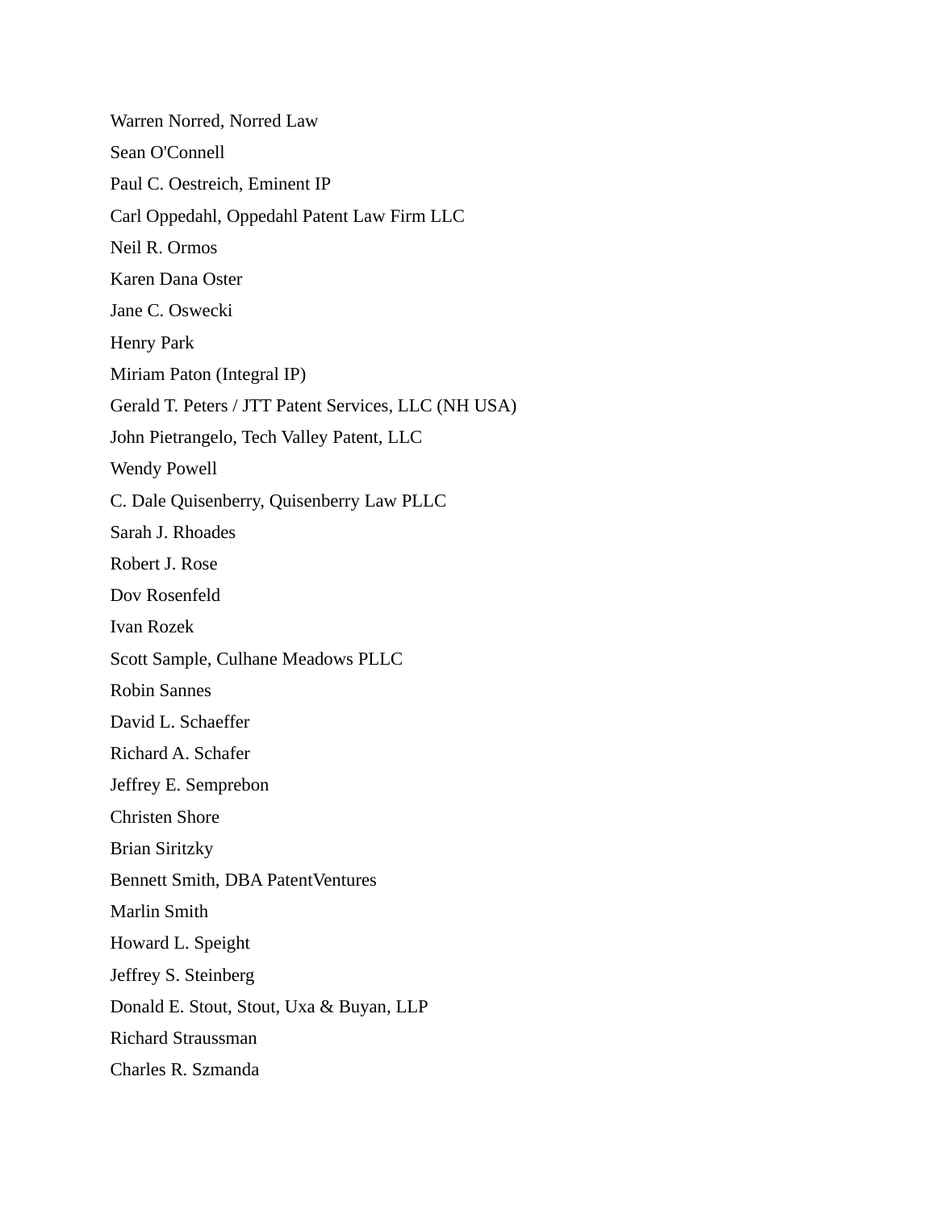Warren Norred, Norred Law

Sean O'Connell

Paul C. Oestreich, Eminent IP

Carl Oppedahl, Oppedahl Patent Law Firm LLC

Neil R. Ormos

Karen Dana Oster

Jane C. Oswecki

Henry Park

Miriam Paton (Integral IP)

Gerald T. Peters / JTT Patent Services, LLC (NH USA)

John Pietrangelo, Tech Valley Patent, LLC

Wendy Powell

C. Dale Quisenberry, Quisenberry Law PLLC

Sarah J. Rhoades

Robert J. Rose

Dov Rosenfeld

Ivan Rozek

Scott Sample, Culhane Meadows PLLC

Robin Sannes

David L. Schaeffer

Richard A. Schafer

Jeffrey E. Semprebon

Christen Shore

Brian Siritzky

Bennett Smith, DBA PatentVentures

Marlin Smith

Howard L. Speight

Jeffrey S. Steinberg

Donald E. Stout, Stout, Uxa & Buyan, LLP

Richard Straussman

Charles R. Szmanda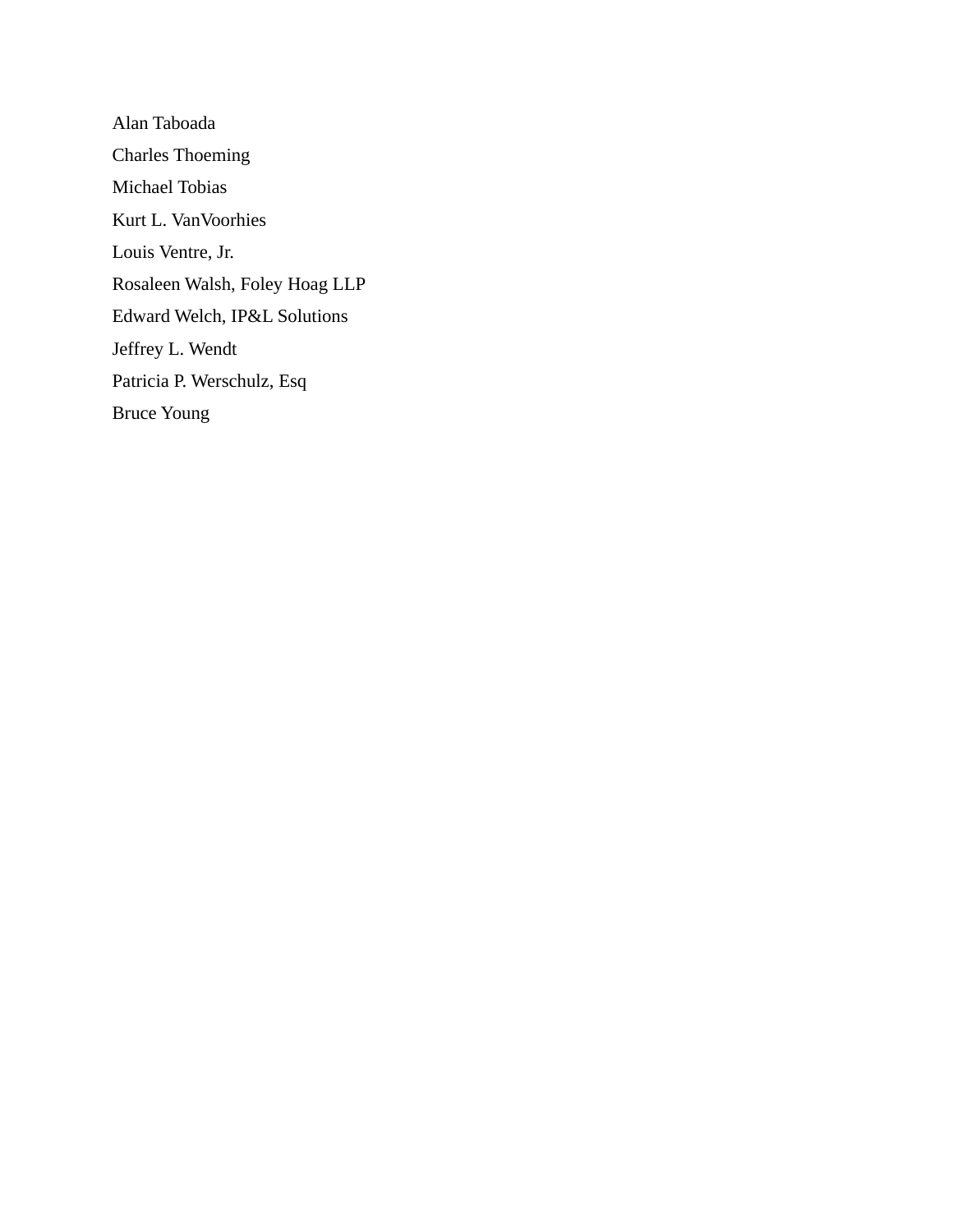Alan Taboada

Charles Thoeming

Michael Tobias

Kurt L. VanVoorhies

Louis Ventre, Jr.

Rosaleen Walsh, Foley Hoag LLP

Edward Welch, IP&L Solutions

Jeffrey L. Wendt

Patricia P. Werschulz, Esq

Bruce Young